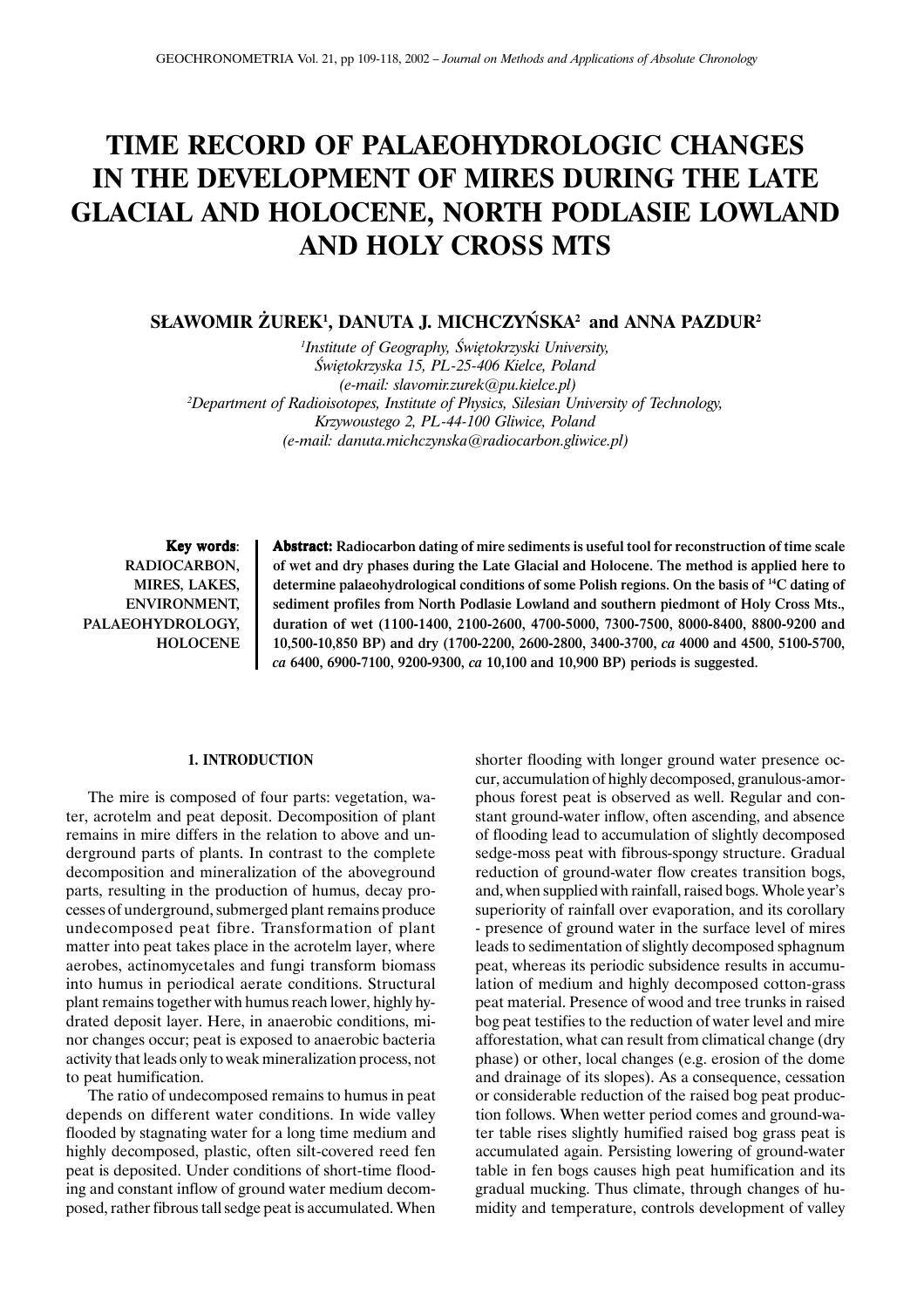# TIME RECORD OF PALAEOHYDROLOGIC CHANGES IN THE DEVELOPMENT OF MIRES DURING THE LATE GLACIAL AND HOLOCENE, NORTH PODLASIE LOWLAND AND HOLY CROSS MTS

**SŁAWOMIR ŻUREK[1], DANUTA J. MICHCZYŃSKA[2] and ANNA PAZDUR[2]**

[1]*Institute of Geography, Świętokrzyski University, Świętokrzyska 15, PL-25-406 Kielce, Poland (e-mail: slavomir.zurek@pu.kielce.pl)*
[2]*Department of Radioisotopes, Institute of Physics, Silesian University of Technology, Krzywoustego 2, PL-44-100 Gliwice, Poland (e-mail: danuta.michczynska@radiocarbon.gliwice.pl)*

**Key words**: RADIOCARBON, MIRES, LAKES, ENVIRONMENT, PALAEOHYDROLOGY, HOLOCENE

**Abstract: Radiocarbon dating of mire sediments is useful tool for reconstruction of time scale of wet and dry phases during the Late Glacial and Holocene. The method is applied here to determine palaeohydrological conditions of some Polish regions. On the basis of $^{14}C$ dating of sediment profiles from North Podlasie Lowland and southern piedmont of Holy Cross Mts., duration of wet (1100-1400, 2100-2600, 4700-5000, 7300-7500, 8000-8400, 8800-9200 and 10,500-10,850 BP) and dry (1700-2200, 2600-2800, 3400-3700, *ca* 4000 and 4500, 5100-5700, *ca* 6400, 6900-7100, 9200-9300, *ca* 10,100 and 10,900 BP) periods is suggested.**

## 1. INTRODUCTION

The mire is composed of four parts: vegetation, water, acrotelm and peat deposit. Decomposition of plant remains in mire differs in the relation to above and underground parts of plants. In contrast to the complete decomposition and mineralization of the aboveground parts, resulting in the production of humus, decay processes of underground, submerged plant remains produce undecomposed peat fibre. Transformation of plant matter into peat takes place in the acrotelm layer, where aerobes, actinomycetales and fungi transform biomass into humus in periodical aerate conditions. Structural plant remains together with humus reach lower, highly hydrated deposit layer. Here, in anaerobic conditions, minor changes occur; peat is exposed to anaerobic bacteria activity that leads only to weak mineralization process, not to peat humification.

The ratio of undecomposed remains to humus in peat depends on different water conditions. In wide valley flooded by stagnating water for a long time medium and highly decomposed, plastic, often silt-covered reed fen peat is deposited. Under conditions of short-time flooding and constant inflow of ground water medium decomposed, rather fibrous tall sedge peat is accumulated. When shorter flooding with longer ground water presence occur, accumulation of highly decomposed, granulous-amorphous forest peat is observed as well. Regular and constant ground-water inflow, often ascending, and absence of flooding lead to accumulation of slightly decomposed sedge-moss peat with fibrous-spongy structure. Gradual reduction of ground-water flow creates transition bogs, and, when supplied with rainfall, raised bogs. Whole year's superiority of rainfall over evaporation, and its corollary - presence of ground water in the surface level of mires leads to sedimentation of slightly decomposed sphagnum peat, whereas its periodic subsidence results in accumulation of medium and highly decomposed cotton-grass peat material. Presence of wood and tree trunks in raised bog peat testifies to the reduction of water level and mire afforestation, what can result from climatical change (dry phase) or other, local changes (e.g. erosion of the dome and drainage of its slopes). As a consequence, cessation or considerable reduction of the raised bog peat production follows. When wetter period comes and ground-water table rises slightly humified raised bog grass peat is accumulated again. Persisting lowering of ground-water table in fen bogs causes high peat humification and its gradual mucking. Thus climate, through changes of humidity and temperature, controls development of valley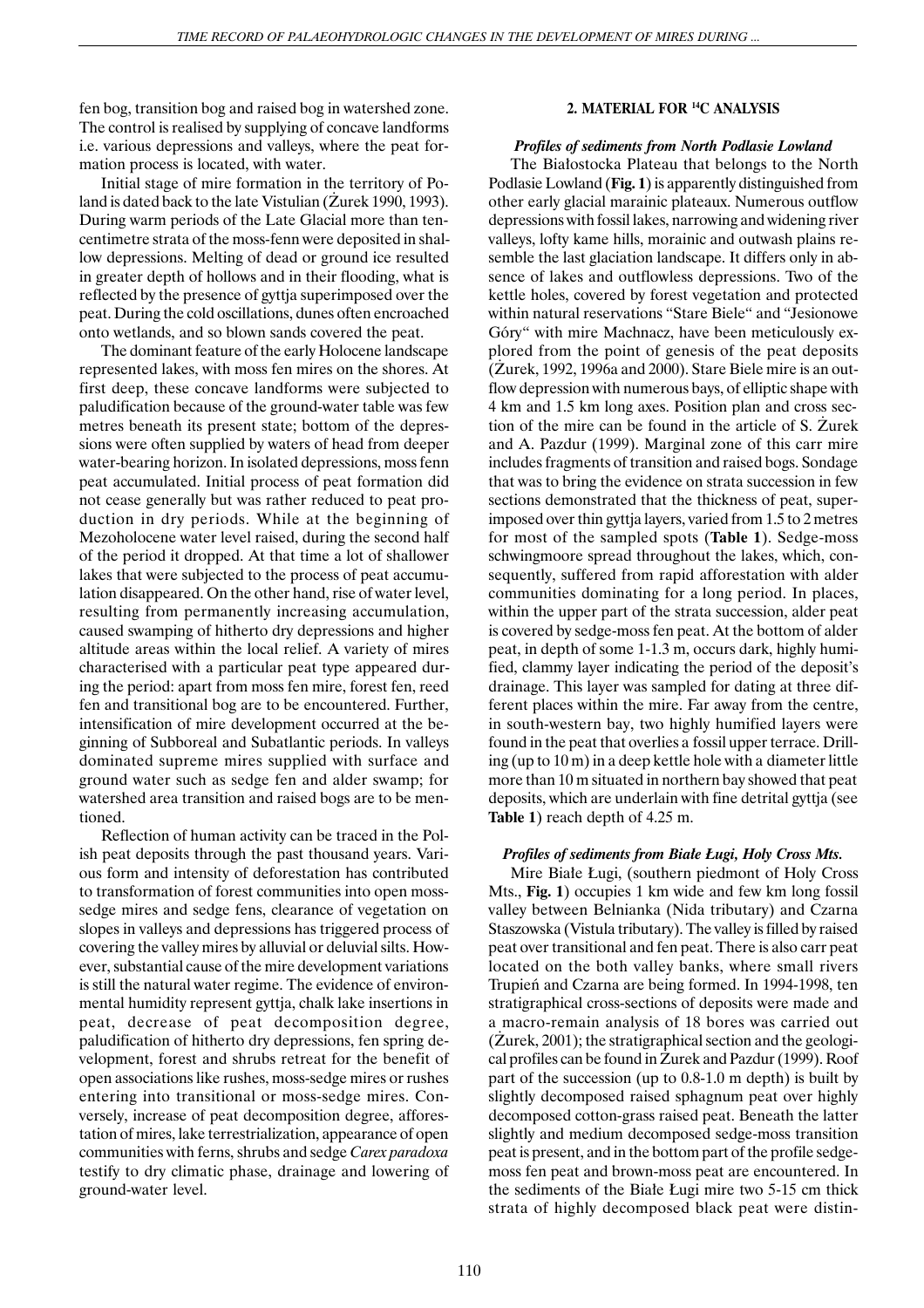fen bog, transition bog and raised bog in watershed zone. The control is realised by supplying of concave landforms i.e. various depressions and valleys, where the peat formation process is located, with water.

Initial stage of mire formation in the territory of Poland is dated back to the late Vistulian (Żurek 1990, 1993). During warm periods of the Late Glacial more than ten-centimetre strata of the moss-fenn were deposited in shallow depressions. Melting of dead or ground ice resulted in greater depth of hollows and in their flooding, what is reflected by the presence of gyttja superimposed over the peat. During the cold oscillations, dunes often encroached onto wetlands, and so blown sands covered the peat.

The dominant feature of the early Holocene landscape represented lakes, with moss fen mires on the shores. At first deep, these concave landforms were subjected to paludification because of the ground-water table was few metres beneath its present state; bottom of the depressions were often supplied by waters of head from deeper water-bearing horizon. In isolated depressions, moss fenn peat accumulated. Initial process of peat formation did not cease generally but was rather reduced to peat production in dry periods. While at the beginning of Mezoholocene water level raised, during the second half of the period it dropped. At that time a lot of shallower lakes that were subjected to the process of peat accumulation disappeared. On the other hand, rise of water level, resulting from permanently increasing accumulation, caused swamping of hitherto dry depressions and higher altitude areas within the local relief. A variety of mires characterised with a particular peat type appeared during the period: apart from moss fen mire, forest fen, reed fen and transitional bog are to be encountered. Further, intensification of mire development occurred at the beginning of Subboreal and Subatlantic periods. In valleys dominated supreme mires supplied with surface and ground water such as sedge fen and alder swamp; for watershed area transition and raised bogs are to be mentioned.

Reflection of human activity can be traced in the Polish peat deposits through the past thousand years. Various form and intensity of deforestation has contributed to transformation of forest communities into open moss-sedge mires and sedge fens, clearance of vegetation on slopes in valleys and depressions has triggered process of covering the valley mires by alluvial or deluvial silts. However, substantial cause of the mire development variations is still the natural water regime. The evidence of environmental humidity represent gyttja, chalk lake insertions in peat, decrease of peat decomposition degree, paludification of hitherto dry depressions, fen spring development, forest and shrubs retreat for the benefit of open associations like rushes, moss-sedge mires or rushes entering into transitional or moss-sedge mires. Conversely, increase of peat decomposition degree, afforestation of mires, lake terrestrialization, appearance of open communities with ferns, shrubs and sedge *Carex paradoxa* testify to dry climatic phase, drainage and lowering of ground-water level.

## 2. MATERIAL FOR $^{14}$C ANALYSIS

### *Profiles of sediments from North Podlasie Lowland*

The Białostocka Plateau that belongs to the North Podlasie Lowland (**Fig. 1**) is apparently distinguished from other early glacial marainic plateaux. Numerous outflow depressions with fossil lakes, narrowing and widening river valleys, lofty kame hills, morainic and outwash plains resemble the last glaciation landscape. It differs only in absence of lakes and outflowless depressions. Two of the kettle holes, covered by forest vegetation and protected within natural reservations "Stare Biele" and "Jesionowe Góry" with mire Machnacz, have been meticulously explored from the point of genesis of the peat deposits (Żurek, 1992, 1996a and 2000). Stare Biele mire is an outflow depression with numerous bays, of elliptic shape with 4 km and 1.5 km long axes. Position plan and cross section of the mire can be found in the article of S. Żurek and A. Pazdur (1999). Marginal zone of this carr mire includes fragments of transition and raised bogs. Sondage that was to bring the evidence on strata succession in few sections demonstrated that the thickness of peat, superimposed over thin gyttja layers, varied from 1.5 to 2 metres for most of the sampled spots (**Table 1**). Sedge-moss schwingmoore spread throughout the lakes, which, consequently, suffered from rapid afforestation with alder communities dominating for a long period. In places, within the upper part of the strata succession, alder peat is covered by sedge-moss fen peat. At the bottom of alder peat, in depth of some 1-1.3 m, occurs dark, highly humified, clammy layer indicating the period of the deposit's drainage. This layer was sampled for dating at three different places within the mire. Far away from the centre, in south-western bay, two highly humified layers were found in the peat that overlies a fossil upper terrace. Drilling (up to 10 m) in a deep kettle hole with a diameter little more than 10 m situated in northern bay showed that peat deposits, which are underlain with fine detrital gyttja (see **Table 1**) reach depth of 4.25 m.

### *Profiles of sediments from Białe Ługi, Holy Cross Mts.*

Mire Białe Ługi, (southern piedmont of Holy Cross Mts., **Fig. 1**) occupies 1 km wide and few km long fossil valley between Belnianka (Nida tributary) and Czarna Staszowska (Vistula tributary). The valley is filled by raised peat over transitional and fen peat. There is also carr peat located on the both valley banks, where small rivers Trupień and Czarna are being formed. In 1994-1998, ten stratigraphical cross-sections of deposits were made and a macro-remain analysis of 18 bores was carried out (Żurek, 2001); the stratigraphical section and the geological profiles can be found in Żurek and Pazdur (1999). Roof part of the succession (up to 0.8-1.0 m depth) is built by slightly decomposed raised sphagnum peat over highly decomposed cotton-grass raised peat. Beneath the latter slightly and medium decomposed sedge-moss transition peat is present, and in the bottom part of the profile sedge-moss fen peat and brown-moss peat are encountered. In the sediments of the Białe Ługi mire two 5-15 cm thick strata of highly decomposed black peat were distin-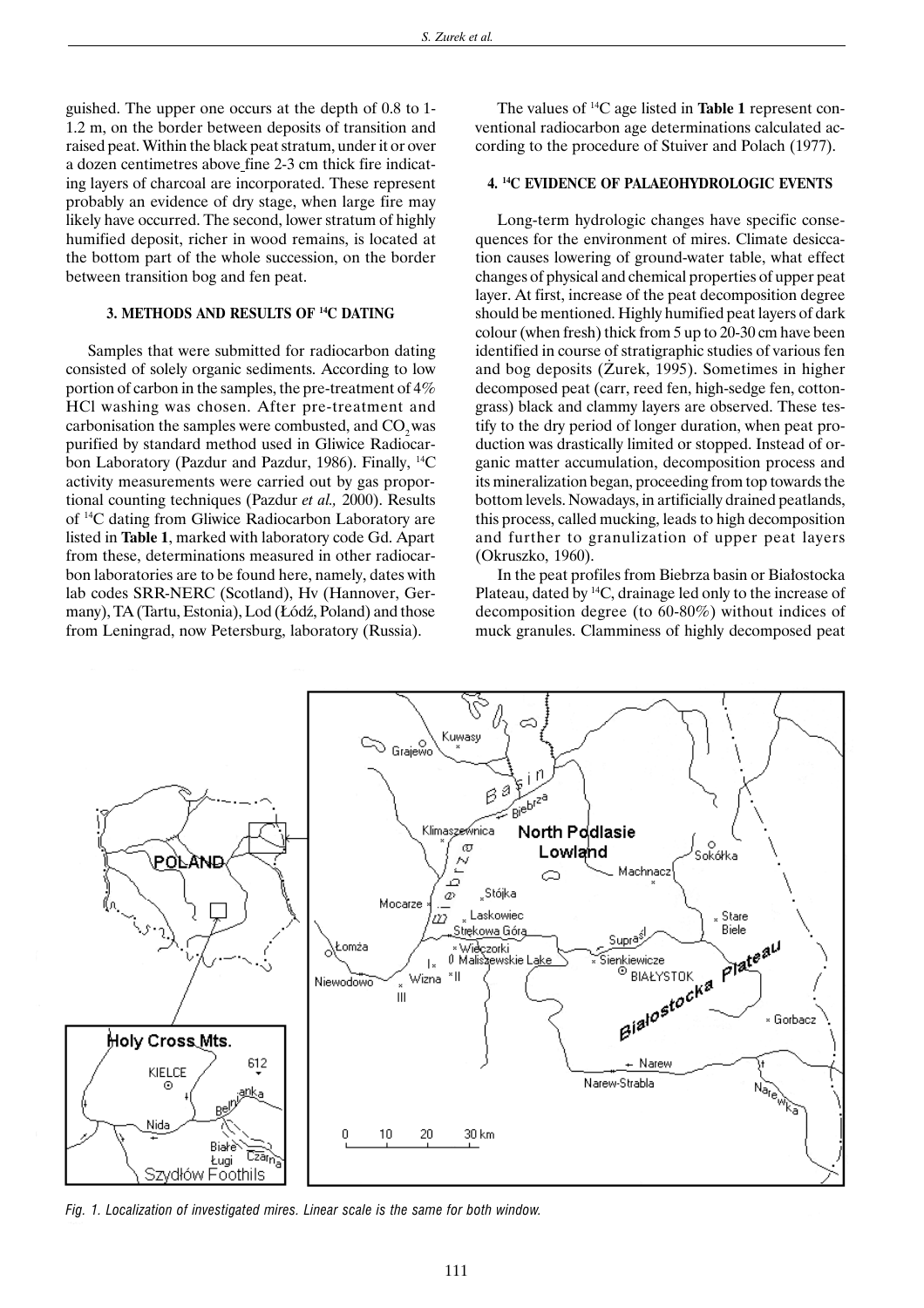guished. The upper one occurs at the depth of 0.8 to 1-1.2 m, on the border between deposits of transition and raised peat. Within the black peat stratum, under it or over a dozen centimetres above fine 2-3 cm thick fire indicating layers of charcoal are incorporated. These represent probably an evidence of dry stage, when large fire may likely have occurred. The second, lower stratum of highly humified deposit, richer in wood remains, is located at the bottom part of the whole succession, on the border between transition bog and fen peat.

## 3. METHODS AND RESULTS OF $^{14}C$ DATING

Samples that were submitted for radiocarbon dating consisted of solely organic sediments. According to low portion of carbon in the samples, the pre-treatment of 4% HCl washing was chosen. After pre-treatment and carbonisation the samples were combusted, and $CO_2$ was purified by standard method used in Gliwice Radiocarbon Laboratory (Pazdur and Pazdur, 1986). Finally, $^{14}C$ activity measurements were carried out by gas proportional counting techniques (Pazdur *et al.,* 2000). Results of $^{14}C$ dating from Gliwice Radiocarbon Laboratory are listed in **Table 1**, marked with laboratory code Gd. Apart from these, determinations measured in other radiocarbon laboratories are to be found here, namely, dates with lab codes SRR-NERC (Scotland), Hv (Hannover, Germany), TA (Tartu, Estonia), Lod (Łódź, Poland) and those from Leningrad, now Petersburg, laboratory (Russia).

The values of $^{14}C$ age listed in **Table 1** represent conventional radiocarbon age determinations calculated according to the procedure of Stuiver and Polach (1977).

## 4. $^{14}C$ EVIDENCE OF PALAEOHYDROLOGIC EVENTS

Long-term hydrologic changes have specific consequences for the environment of mires. Climate desiccation causes lowering of ground-water table, what effect changes of physical and chemical properties of upper peat layer. At first, increase of the peat decomposition degree should be mentioned. Highly humified peat layers of dark colour (when fresh) thick from 5 up to 20-30 cm have been identified in course of stratigraphic studies of various fen and bog deposits (Żurek, 1995). Sometimes in higher decomposed peat (carr, reed fen, high-sedge fen, cotton-grass) black and clammy layers are observed. These testify to the dry period of longer duration, when peat production was drastically limited or stopped. Instead of organic matter accumulation, decomposition process and its mineralization began, proceeding from top towards the bottom levels. Nowadays, in artificially drained peatlands, this process, called mucking, leads to high decomposition and further to granulization of upper peat layers (Okruszko, 1960).

In the peat profiles from Biebrza basin or Białostocka Plateau, dated by $^{14}C$, drainage led only to the increase of decomposition degree (to 60-80%) without indices of muck granules. Clamminess of highly decomposed peat

*Fig. 1. Localization of investigated mires. Linear scale is the same for both window.*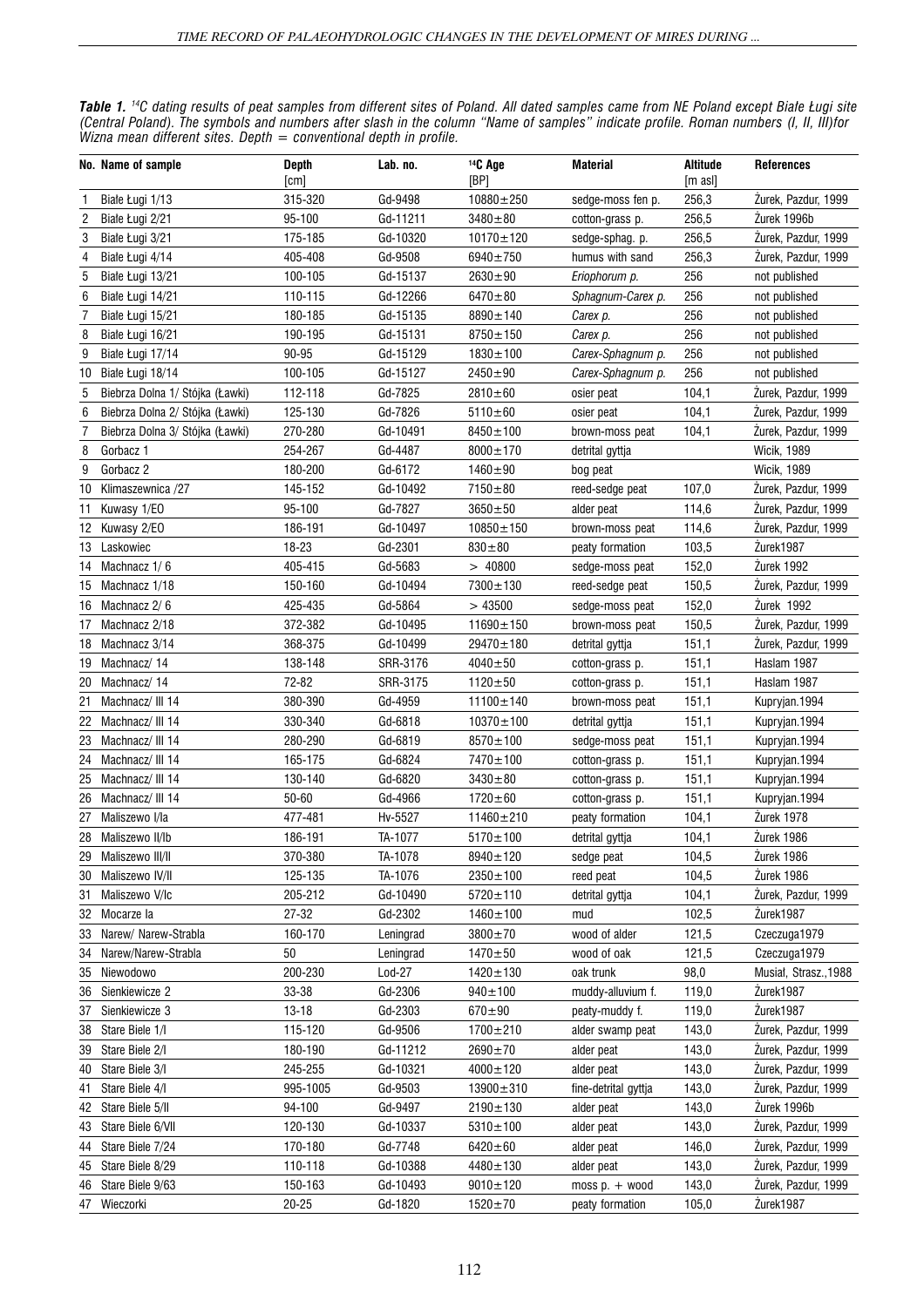***Table 1.*** *[14]C dating results of peat samples from different sites of Poland. All dated samples came from NE Poland except Białe Ługi site (Central Poland). The symbols and numbers after slash in the column "Name of samples" indicate profile. Roman numbers (I, II, III)for Wizna mean different sites. Depth = conventional depth in profile.*

| No. | Name of sample | Depth [cm] | Lab. no. | $^{14}$C Age [BP] | Material | Altitude [m asl] | References |
|---|---|---|---|---|---|---|---|
| 1 | Białe Ługi 1/13 | 315-320 | Gd-9498 | 10880±250 | sedge-moss fen p. | 256,3 | Żurek, Pazdur, 1999 |
| 2 | Białe Ługi 2/21 | 95-100 | Gd-11211 | 3480±80 | cotton-grass p. | 256,5 | Żurek 1996b |
| 3 | Białe Ługi 3/21 | 175-185 | Gd-10320 | 10170±120 | sedge-sphag. p. | 256,5 | Żurek, Pazdur, 1999 |
| 4 | Białe Ługi 4/14 | 405-408 | Gd-9508 | 6940±750 | humus with sand | 256,3 | Żurek, Pazdur, 1999 |
| 5 | Białe Ługi 13/21 | 100-105 | Gd-15137 | 2630±90 | *Eriophorum p.* | 256 | not published |
| 6 | Białe Ługi 14/21 | 110-115 | Gd-12266 | 6470±80 | *Sphagnum-Carex p.* | 256 | not published |
| 7 | Białe Ługi 15/21 | 180-185 | Gd-15135 | 8890±140 | *Carex p.* | 256 | not published |
| 8 | Białe Ługi 16/21 | 190-195 | Gd-15131 | 8750±150 | *Carex p.* | 256 | not published |
| 9 | Białe Ługi 17/14 | 90-95 | Gd-15129 | 1830±100 | *Carex-Sphagnum p.* | 256 | not published |
| 10 | Białe Ługi 18/14 | 100-105 | Gd-15127 | 2450±90 | *Carex-Sphagnum p.* | 256 | not published |
| 5 | Biebrza Dolna 1/ Stójka (Ławki) | 112-118 | Gd-7825 | 2810±60 | osier peat | 104,1 | Żurek, Pazdur, 1999 |
| 6 | Biebrza Dolna 2/ Stójka (Ławki) | 125-130 | Gd-7826 | 5110±60 | osier peat | 104,1 | Żurek, Pazdur, 1999 |
| 7 | Biebrza Dolna 3/ Stójka (Ławki) | 270-280 | Gd-10491 | 8450±100 | brown-moss peat | 104,1 | Żurek, Pazdur, 1999 |
| 8 | Gorbacz 1 | 254-267 | Gd-4487 | 8000±170 | detrital gyttja | | Wicik, 1989 |
| 9 | Gorbacz 2 | 180-200 | Gd-6172 | 1460±90 | bog peat | | Wicik, 1989 |
| 10 | Klimaszewnica /27 | 145-152 | Gd-10492 | 7150±80 | reed-sedge peat | 107,0 | Żurek, Pazdur, 1999 |
| 11 | Kuwasy 1/EO | 95-100 | Gd-7827 | 3650±50 | alder peat | 114,6 | Żurek, Pazdur, 1999 |
| 12 | Kuwasy 2/EO | 186-191 | Gd-10497 | 10850±150 | brown-moss peat | 114,6 | Żurek, Pazdur, 1999 |
| 13 | Laskowiec | 18-23 | Gd-2301 | 830±80 | peaty formation | 103,5 | Żurek1987 |
| 14 | Machnacz 1/ 6 | 405-415 | Gd-5683 | > 40800 | sedge-moss peat | 152,0 | Żurek 1992 |
| 15 | Machnacz 1/18 | 150-160 | Gd-10494 | 7300±130 | reed-sedge peat | 150,5 | Żurek, Pazdur, 1999 |
| 16 | Machnacz 2/ 6 | 425-435 | Gd-5864 | > 43500 | sedge-moss peat | 152,0 | Żurek 1992 |
| 17 | Machnacz 2/18 | 372-382 | Gd-10495 | 11690±150 | brown-moss peat | 150,5 | Żurek, Pazdur, 1999 |
| 18 | Machnacz 3/14 | 368-375 | Gd-10499 | 29470±180 | detrital gyttja | 151,1 | Żurek, Pazdur, 1999 |
| 19 | Machnacz/ 14 | 138-148 | SRR-3176 | 4040±50 | cotton-grass p. | 151,1 | Haslam 1987 |
| 20 | Machnacz/ 14 | 72-82 | SRR-3175 | 1120±50 | cotton-grass p. | 151,1 | Haslam 1987 |
| 21 | Machnacz/ III 14 | 380-390 | Gd-4959 | 11100±140 | brown-moss peat | 151,1 | Kupryjan.1994 |
| 22 | Machnacz/ III 14 | 330-340 | Gd-6818 | 10370±100 | detrital gyttja | 151,1 | Kupryjan.1994 |
| 23 | Machnacz/ III 14 | 280-290 | Gd-6819 | 8570±100 | sedge-moss peat | 151,1 | Kupryjan.1994 |
| 24 | Machnacz/ III 14 | 165-175 | Gd-6824 | 7470±100 | cotton-grass p. | 151,1 | Kupryjan.1994 |
| 25 | Machnacz/ III 14 | 130-140 | Gd-6820 | 3430±80 | cotton-grass p. | 151,1 | Kupryjan.1994 |
| 26 | Machnacz/ III 14 | 50-60 | Gd-4966 | 1720±60 | cotton-grass p. | 151,1 | Kupryjan.1994 |
| 27 | Maliszewo I/Ia | 477-481 | Hv-5527 | 11460±210 | peaty formation | 104,1 | Żurek 1978 |
| 28 | Maliszewo II/Ib | 186-191 | TA-1077 | 5170±100 | detrital gyttja | 104,1 | Żurek 1986 |
| 29 | Maliszewo III/II | 370-380 | TA-1078 | 8940±120 | sedge peat | 104,5 | Żurek 1986 |
| 30 | Maliszewo IV/II | 125-135 | TA-1076 | 2350±100 | reed peat | 104,5 | Żurek 1986 |
| 31 | Maliszewo V/Ic | 205-212 | Gd-10490 | 5720±110 | detrital gyttja | 104,1 | Żurek, Pazdur, 1999 |
| 32 | Mocarze Ia | 27-32 | Gd-2302 | 1460±100 | mud | 102,5 | Żurek1987 |
| 33 | Narew/ Narew-Strabla | 160-170 | Leningrad | 3800±70 | wood of alder | 121,5 | Czeczuga1979 |
| 34 | Narew/Narew-Strabla | 50 | Leningrad | 1470±50 | wood of oak | 121,5 | Czeczuga1979 |
| 35 | Niewodowo | 200-230 | Lod-27 | 1420±130 | oak trunk | 98,0 | Musiał, Strasz.,1988 |
| 36 | Sienkiewicze 2 | 33-38 | Gd-2306 | 940±100 | muddy-alluvium f. | 119,0 | Żurek1987 |
| 37 | Sienkiewicze 3 | 13-18 | Gd-2303 | 670±90 | peaty-muddy f. | 119,0 | Żurek1987 |
| 38 | Stare Biele 1/I | 115-120 | Gd-9506 | 1700±210 | alder swamp peat | 143,0 | Żurek, Pazdur, 1999 |
| 39 | Stare Biele 2/I | 180-190 | Gd-11212 | 2690±70 | alder peat | 143,0 | Żurek, Pazdur, 1999 |
| 40 | Stare Biele 3/I | 245-255 | Gd-10321 | 4000±120 | alder peat | 143,0 | Żurek, Pazdur, 1999 |
| 41 | Stare Biele 4/I | 995-1005 | Gd-9503 | 13900±310 | fine-detrital gyttja | 143,0 | Żurek, Pazdur, 1999 |
| 42 | Stare Biele 5/II | 94-100 | Gd-9497 | 2190±130 | alder peat | 143,0 | Żurek 1996b |
| 43 | Stare Biele 6/VII | 120-130 | Gd-10337 | 5310±100 | alder peat | 143,0 | Żurek, Pazdur, 1999 |
| 44 | Stare Biele 7/24 | 170-180 | Gd-7748 | 6420±60 | alder peat | 146,0 | Żurek, Pazdur, 1999 |
| 45 | Stare Biele 8/29 | 110-118 | Gd-10388 | 4480±130 | alder peat | 143,0 | Żurek, Pazdur, 1999 |
| 46 | Stare Biele 9/63 | 150-163 | Gd-10493 | 9010±120 | moss p. + wood | 143,0 | Żurek, Pazdur, 1999 |
| 47 | Wieczorki | 20-25 | Gd-1820 | 1520±70 | peaty formation | 105,0 | Żurek1987 |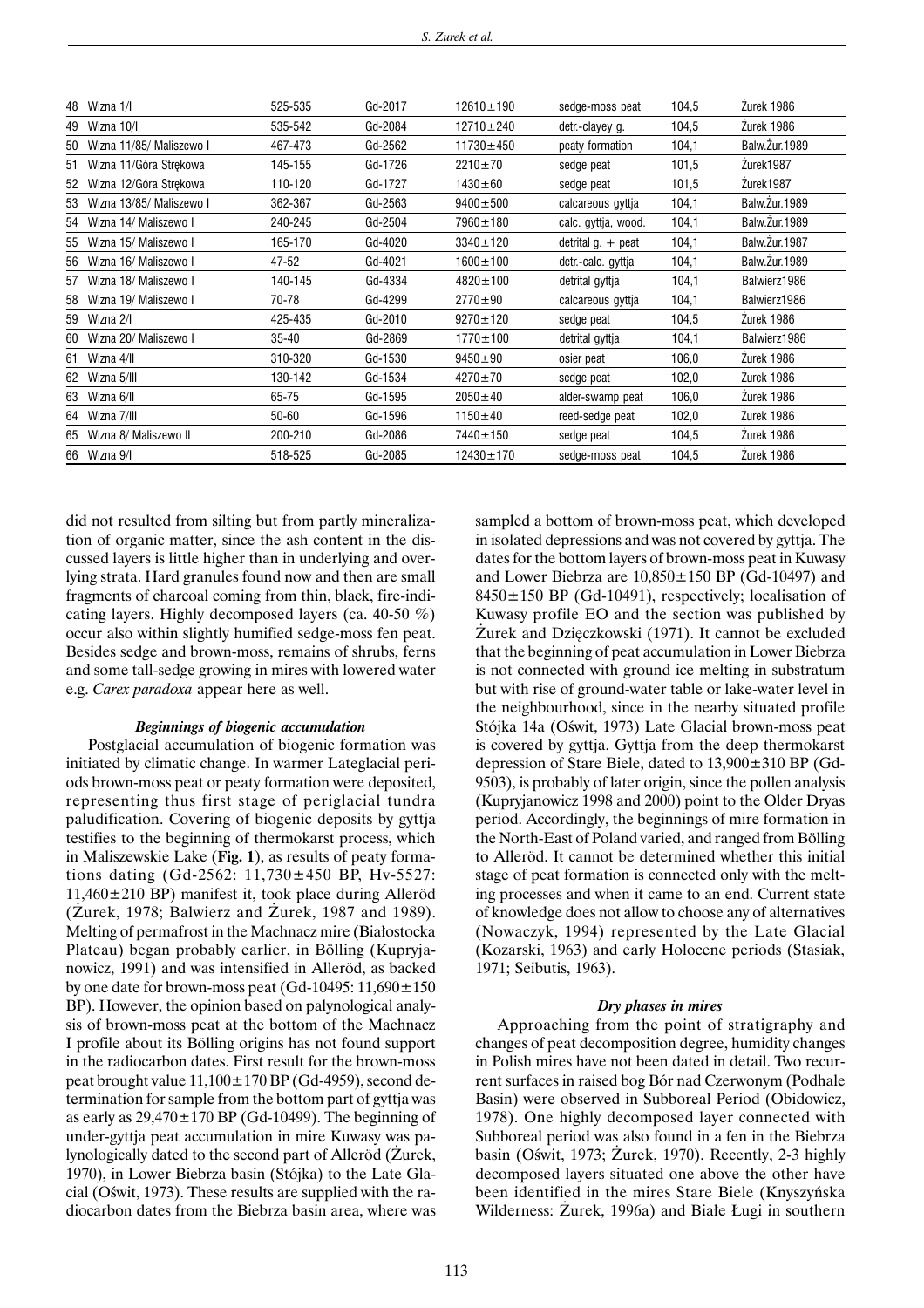| 48 | Wizna 1/I | 525-535 | Gd-2017 | 12610±190 | sedge-moss peat | 104,5 | Żurek 1986 |
|---|---|---|---|---|---|---|---|
| 49 | Wizna 10/I | 535-542 | Gd-2084 | 12710±240 | detr.-clayey g. | 104,5 | Żurek 1986 |
| 50 | Wizna 11/85/ Maliszewo I | 467-473 | Gd-2562 | 11730±450 | peaty formation | 104,1 | Balw.Żur.1989 |
| 51 | Wizna 11/Góra Strękowa | 145-155 | Gd-1726 | 2210±70 | sedge peat | 101,5 | Żurek1987 |
| 52 | Wizna 12/Góra Strękowa | 110-120 | Gd-1727 | 1430±60 | sedge peat | 101,5 | Żurek1987 |
| 53 | Wizna 13/85/ Maliszewo I | 362-367 | Gd-2563 | 9400±500 | calcareous gyttja | 104,1 | Balw.Żur.1989 |
| 54 | Wizna 14/ Maliszewo I | 240-245 | Gd-2504 | 7960±180 | calc. gyttja, wood. | 104,1 | Balw.Żur.1989 |
| 55 | Wizna 15/ Maliszewo I | 165-170 | Gd-4020 | 3340±120 | detrital g. + peat | 104,1 | Balw.Żur.1987 |
| 56 | Wizna 16/ Maliszewo I | 47-52 | Gd-4021 | 1600±100 | detr.-calc. gyttja | 104,1 | Balw.Żur.1989 |
| 57 | Wizna 18/ Maliszewo I | 140-145 | Gd-4334 | 4820±100 | detrital gyttja | 104,1 | Balwierz1986 |
| 58 | Wizna 19/ Maliszewo I | 70-78 | Gd-4299 | 2770±90 | calcareous gyttja | 104,1 | Balwierz1986 |
| 59 | Wizna 2/I | 425-435 | Gd-2010 | 9270±120 | sedge peat | 104,5 | Żurek 1986 |
| 60 | Wizna 20/ Maliszewo I | 35-40 | Gd-2869 | 1770±100 | detrital gyttja | 104,1 | Balwierz1986 |
| 61 | Wizna 4/II | 310-320 | Gd-1530 | 9450±90 | osier peat | 106,0 | Żurek 1986 |
| 62 | Wizna 5/III | 130-142 | Gd-1534 | 4270±70 | sedge peat | 102,0 | Żurek 1986 |
| 63 | Wizna 6/II | 65-75 | Gd-1595 | 2050±40 | alder-swamp peat | 106,0 | Żurek 1986 |
| 64 | Wizna 7/III | 50-60 | Gd-1596 | 1150±40 | reed-sedge peat | 102,0 | Żurek 1986 |
| 65 | Wizna 8/ Maliszewo II | 200-210 | Gd-2086 | 7440±150 | sedge peat | 104,5 | Żurek 1986 |
| 66 | Wizna 9/I | 518-525 | Gd-2085 | 12430±170 | sedge-moss peat | 104,5 | Żurek 1986 |

did not resulted from silting but from partly mineralization of organic matter, since the ash content in the discussed layers is little higher than in underlying and overlying strata. Hard granules found now and then are small fragments of charcoal coming from thin, black, fire-indicating layers. Highly decomposed layers (ca. 40-50 %) occur also within slightly humified sedge-moss fen peat. Besides sedge and brown-moss, remains of shrubs, ferns and some tall-sedge growing in mires with lowered water e.g. *Carex paradoxa* appear here as well.

### *Beginnings of biogenic accumulation*

Postglacial accumulation of biogenic formation was initiated by climatic change. In warmer Lateglacial periods brown-moss peat or peaty formation were deposited, representing thus first stage of periglacial tundra paludification. Covering of biogenic deposits by gyttja testifies to the beginning of thermokarst process, which in Maliszewskie Lake (**Fig. 1**), as results of peaty formations dating (Gd-2562: 11,730±450 BP, Hv-5527: 11,460±210 BP) manifest it, took place during Alleröd (Żurek, 1978; Balwierz and Żurek, 1987 and 1989). Melting of permafrost in the Machnacz mire (Białostocka Plateau) began probably earlier, in Bölling (Kupryjanowicz, 1991) and was intensified in Alleröd, as backed by one date for brown-moss peat (Gd-10495: 11,690±150 BP). However, the opinion based on palynological analysis of brown-moss peat at the bottom of the Machnacz I profile about its Bölling origins has not found support in the radiocarbon dates. First result for the brown-moss peat brought value 11,100±170 BP (Gd-4959), second determination for sample from the bottom part of gyttja was as early as 29,470±170 BP (Gd-10499). The beginning of under-gyttja peat accumulation in mire Kuwasy was palynologically dated to the second part of Alleröd (Żurek, 1970), in Lower Biebrza basin (Stójka) to the Late Glacial (Oświt, 1973). These results are supplied with the radiocarbon dates from the Biebrza basin area, where was sampled a bottom of brown-moss peat, which developed in isolated depressions and was not covered by gyttja. The dates for the bottom layers of brown-moss peat in Kuwasy and Lower Biebrza are 10,850±150 BP (Gd-10497) and 8450±150 BP (Gd-10491), respectively; localisation of Kuwasy profile EO and the section was published by Żurek and Dzięczkowski (1971). It cannot be excluded that the beginning of peat accumulation in Lower Biebrza is not connected with ground ice melting in substratum but with rise of ground-water table or lake-water level in the neighbourhood, since in the nearby situated profile Stójka 14a (Oświt, 1973) Late Glacial brown-moss peat is covered by gyttja. Gyttja from the deep thermokarst depression of Stare Biele, dated to 13,900±310 BP (Gd-9503), is probably of later origin, since the pollen analysis (Kupryjanowicz 1998 and 2000) point to the Older Dryas period. Accordingly, the beginnings of mire formation in the North-East of Poland varied, and ranged from Bölling to Alleröd. It cannot be determined whether this initial stage of peat formation is connected only with the melting processes and when it came to an end. Current state of knowledge does not allow to choose any of alternatives (Nowaczyk, 1994) represented by the Late Glacial (Kozarski, 1963) and early Holocene periods (Stasiak, 1971; Seibutis, 1963).

### *Dry phases in mires*

Approaching from the point of stratigraphy and changes of peat decomposition degree, humidity changes in Polish mires have not been dated in detail. Two recurrent surfaces in raised bog Bór nad Czerwonym (Podhale Basin) were observed in Subboreal Period (Obidowicz, 1978). One highly decomposed layer connected with Subboreal period was also found in a fen in the Biebrza basin (Oświt, 1973; Żurek, 1970). Recently, 2-3 highly decomposed layers situated one above the other have been identified in the mires Stare Biele (Knyszyńska Wilderness: Żurek, 1996a) and Białe Ługi in southern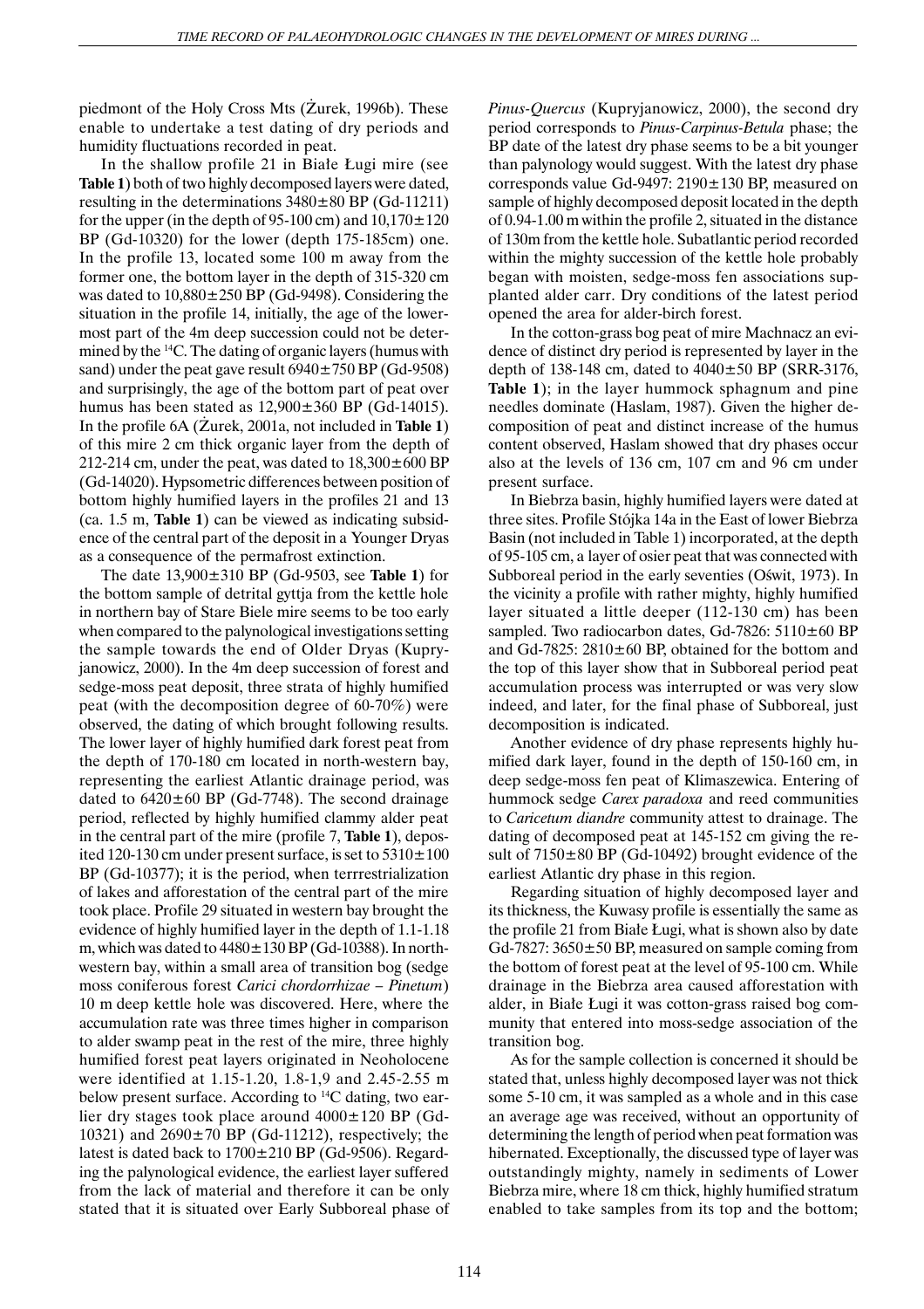piedmont of the Holy Cross Mts (Żurek, 1996b). These enable to undertake a test dating of dry periods and humidity fluctuations recorded in peat.

In the shallow profile 21 in Białe Ługi mire (see **Table 1**) both of two highly decomposed layers were dated, resulting in the determinations 3480±80 BP (Gd-11211) for the upper (in the depth of 95-100 cm) and 10,170±120 BP (Gd-10320) for the lower (depth 175-185cm) one. In the profile 13, located some 100 m away from the former one, the bottom layer in the depth of 315-320 cm was dated to 10,880±250 BP (Gd-9498). Considering the situation in the profile 14, initially, the age of the lowermost part of the 4m deep succession could not be determined by the $^{14}C$. The dating of organic layers (humus with sand) under the peat gave result 6940±750 BP (Gd-9508) and surprisingly, the age of the bottom part of peat over humus has been stated as 12,900±360 BP (Gd-14015). In the profile 6A (Żurek, 2001a, not included in **Table 1**) of this mire 2 cm thick organic layer from the depth of 212-214 cm, under the peat, was dated to 18,300±600 BP (Gd-14020). Hypsometric differences between position of bottom highly humified layers in the profiles 21 and 13 (ca. 1.5 m, **Table 1**) can be viewed as indicating subsidence of the central part of the deposit in a Younger Dryas as a consequence of the permafrost extinction.

The date 13,900±310 BP (Gd-9503, see **Table 1**) for the bottom sample of detrital gyttja from the kettle hole in northern bay of Stare Biele mire seems to be too early when compared to the palynological investigations setting the sample towards the end of Older Dryas (Kupryjanowicz, 2000). In the 4m deep succession of forest and sedge-moss peat deposit, three strata of highly humified peat (with the decomposition degree of 60-70%) were observed, the dating of which brought following results. The lower layer of highly humified dark forest peat from the depth of 170-180 cm located in north-western bay, representing the earliest Atlantic drainage period, was dated to 6420±60 BP (Gd-7748). The second drainage period, reflected by highly humified clammy alder peat in the central part of the mire (profile 7, **Table 1**), deposited 120-130 cm under present surface, is set to 5310±100 BP (Gd-10377); it is the period, when terrrestrialization of lakes and afforestation of the central part of the mire took place. Profile 29 situated in western bay brought the evidence of highly humified layer in the depth of 1.1-1.18 m, which was dated to 4480±130 BP (Gd-10388). In northwestern bay, within a small area of transition bog (sedge moss coniferous forest *Carici chordorrhizae – Pinetum*) 10 m deep kettle hole was discovered. Here, where the accumulation rate was three times higher in comparison to alder swamp peat in the rest of the mire, three highly humified forest peat layers originated in Neoholocene were identified at 1.15-1.20, 1.8-1,9 and 2.45-2.55 m below present surface. According to $^{14}C$ dating, two earlier dry stages took place around 4000±120 BP (Gd-10321) and 2690±70 BP (Gd-11212), respectively; the latest is dated back to 1700±210 BP (Gd-9506). Regarding the palynological evidence, the earliest layer suffered from the lack of material and therefore it can be only stated that it is situated over Early Subboreal phase of *Pinus-Quercus* (Kupryjanowicz, 2000), the second dry period corresponds to *Pinus-Carpinus-Betula* phase; the BP date of the latest dry phase seems to be a bit younger than palynology would suggest. With the latest dry phase corresponds value Gd-9497: 2190±130 BP, measured on sample of highly decomposed deposit located in the depth of 0.94-1.00 m within the profile 2, situated in the distance of 130m from the kettle hole. Subatlantic period recorded within the mighty succession of the kettle hole probably began with moisten, sedge-moss fen associations supplanted alder carr. Dry conditions of the latest period opened the area for alder-birch forest.

In the cotton-grass bog peat of mire Machnacz an evidence of distinct dry period is represented by layer in the depth of 138-148 cm, dated to 4040±50 BP (SRR-3176, **Table 1**); in the layer hummock sphagnum and pine needles dominate (Haslam, 1987). Given the higher decomposition of peat and distinct increase of the humus content observed, Haslam showed that dry phases occur also at the levels of 136 cm, 107 cm and 96 cm under present surface.

In Biebrza basin, highly humified layers were dated at three sites. Profile Stójka 14a in the East of lower Biebrza Basin (not included in Table 1) incorporated, at the depth of 95-105 cm, a layer of osier peat that was connected with Subboreal period in the early seventies (Oświt, 1973). In the vicinity a profile with rather mighty, highly humified layer situated a little deeper (112-130 cm) has been sampled. Two radiocarbon dates, Gd-7826: 5110±60 BP and Gd-7825: 2810±60 BP, obtained for the bottom and the top of this layer show that in Subboreal period peat accumulation process was interrupted or was very slow indeed, and later, for the final phase of Subboreal, just decomposition is indicated.

Another evidence of dry phase represents highly humified dark layer, found in the depth of 150-160 cm, in deep sedge-moss fen peat of Klimaszewica. Entering of hummock sedge *Carex paradoxa* and reed communities to *Caricetum diandre* community attest to drainage. The dating of decomposed peat at 145-152 cm giving the result of 7150±80 BP (Gd-10492) brought evidence of the earliest Atlantic dry phase in this region.

Regarding situation of highly decomposed layer and its thickness, the Kuwasy profile is essentially the same as the profile 21 from Białe Ługi, what is shown also by date Gd-7827: 3650±50 BP, measured on sample coming from the bottom of forest peat at the level of 95-100 cm. While drainage in the Biebrza area caused afforestation with alder, in Białe Ługi it was cotton-grass raised bog community that entered into moss-sedge association of the transition bog.

As for the sample collection is concerned it should be stated that, unless highly decomposed layer was not thick some 5-10 cm, it was sampled as a whole and in this case an average age was received, without an opportunity of determining the length of period when peat formation was hibernated. Exceptionally, the discussed type of layer was outstandingly mighty, namely in sediments of Lower Biebrza mire, where 18 cm thick, highly humified stratum enabled to take samples from its top and the bottom;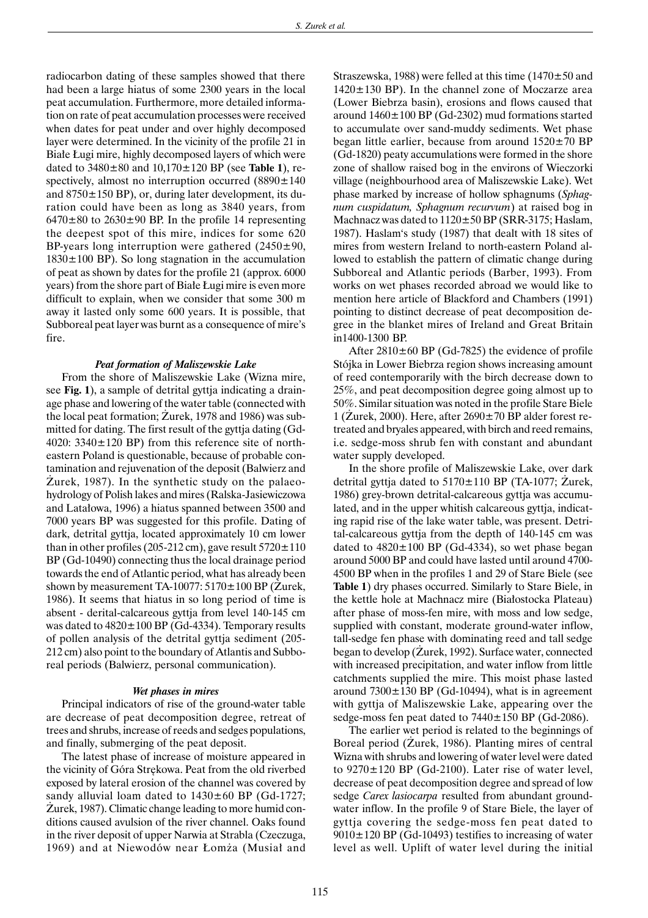radiocarbon dating of these samples showed that there had been a large hiatus of some 2300 years in the local peat accumulation. Furthermore, more detailed information on rate of peat accumulation processes were received when dates for peat under and over highly decomposed layer were determined. In the vicinity of the profile 21 in Białe Ługi mire, highly decomposed layers of which were dated to 3480±80 and 10,170±120 BP (see **Table 1**), respectively, almost no interruption occurred (8890±140 and 8750±150 BP), or, during later development, its duration could have been as long as 3840 years, from 6470±80 to 2630±90 BP. In the profile 14 representing the deepest spot of this mire, indices for some 620 BP-years long interruption were gathered (2450±90, 1830±100 BP). So long stagnation in the accumulation of peat as shown by dates for the profile 21 (approx. 6000 years) from the shore part of Białe Ługi mire is even more difficult to explain, when we consider that some 300 m away it lasted only some 600 years. It is possible, that Subboreal peat layer was burnt as a consequence of mire's fire.

### *Peat formation of Maliszewskie Lake*

From the shore of Maliszewskie Lake (Wizna mire, see **Fig. 1**), a sample of detrital gyttja indicating a drainage phase and lowering of the water table (connected with the local peat formation; Żurek, 1978 and 1986) was submitted for dating. The first result of the gyttja dating (Gd-4020: 3340±120 BP) from this reference site of north-eastern Poland is questionable, because of probable contamination and rejuvenation of the deposit (Balwierz and Żurek, 1987). In the synthetic study on the palaeohydrology of Polish lakes and mires (Ralska-Jasiewiczowa and Latałowa, 1996) a hiatus spanned between 3500 and 7000 years BP was suggested for this profile. Dating of dark, detrital gyttja, located approximately 10 cm lower than in other profiles (205-212 cm), gave result 5720±110 BP (Gd-10490) connecting thus the local drainage period towards the end of Atlantic period, what has already been shown by measurement TA-10077: 5170±100 BP (Żurek, 1986). It seems that hiatus in so long period of time is absent - derital-calcareous gyttja from level 140-145 cm was dated to 4820±100 BP (Gd-4334). Temporary results of pollen analysis of the detrital gyttja sediment (205-212 cm) also point to the boundary of Atlantis and Subboreal periods (Balwierz, personal communication).

### *Wet phases in mires*

Principal indicators of rise of the ground-water table are decrease of peat decomposition degree, retreat of trees and shrubs, increase of reeds and sedges populations, and finally, submerging of the peat deposit.

The latest phase of increase of moisture appeared in the vicinity of Góra Strękowa. Peat from the old riverbed exposed by lateral erosion of the channel was covered by sandy alluvial loam dated to 1430±60 BP (Gd-1727; Żurek, 1987). Climatic change leading to more humid conditions caused avulsion of the river channel. Oaks found in the river deposit of upper Narwia at Strabla (Czeczuga, 1969) and at Niewodów near Łomża (Musiał and Straszewska, 1988) were felled at this time (1470±50 and 1420±130 BP). In the channel zone of Moczarze area (Lower Biebrza basin), erosions and flows caused that around 1460±100 BP (Gd-2302) mud formations started to accumulate over sand-muddy sediments. Wet phase began little earlier, because from around 1520±70 BP (Gd-1820) peaty accumulations were formed in the shore zone of shallow raised bog in the environs of Wieczorki village (neighbourhood area of Maliszewskie Lake). Wet phase marked by increase of hollow sphagnums (*Sphagnum cuspidatum, Sphagnum recurvum*) at raised bog in Machnacz was dated to 1120±50 BP (SRR-3175; Haslam, 1987). Haslam's study (1987) that dealt with 18 sites of mires from western Ireland to north-eastern Poland allowed to establish the pattern of climatic change during Subboreal and Atlantic periods (Barber, 1993). From works on wet phases recorded abroad we would like to mention here article of Blackford and Chambers (1991) pointing to distinct decrease of peat decomposition degree in the blanket mires of Ireland and Great Britain in1400-1300 BP.

After 2810±60 BP (Gd-7825) the evidence of profile Stójka in Lower Biebrza region shows increasing amount of reed contemporarily with the birch decrease down to 25%, and peat decomposition degree going almost up to 50%. Similar situation was noted in the profile Stare Biele 1 (Żurek, 2000). Here, after 2690±70 BP alder forest retreated and bryales appeared, with birch and reed remains, i.e. sedge-moss shrub fen with constant and abundant water supply developed.

In the shore profile of Maliszewskie Lake, over dark detrital gyttja dated to 5170±110 BP (TA-1077; Żurek, 1986) grey-brown detrital-calcareous gyttja was accumulated, and in the upper whitish calcareous gyttja, indicating rapid rise of the lake water table, was present. Detrital-calcareous gyttja from the depth of 140-145 cm was dated to 4820±100 BP (Gd-4334), so wet phase began around 5000 BP and could have lasted until around 4700-4500 BP when in the profiles 1 and 29 of Stare Biele (see **Table 1**) dry phases occurred. Similarly to Stare Biele, in the kettle hole at Machnacz mire (Białostocka Plateau) after phase of moss-fen mire, with moss and low sedge, supplied with constant, moderate ground-water inflow, tall-sedge fen phase with dominating reed and tall sedge began to develop (Żurek, 1992). Surface water, connected with increased precipitation, and water inflow from little catchments supplied the mire. This moist phase lasted around 7300±130 BP (Gd-10494), what is in agreement with gyttja of Maliszewskie Lake, appearing over the sedge-moss fen peat dated to 7440±150 BP (Gd-2086).

The earlier wet period is related to the beginnings of Boreal period (Żurek, 1986). Planting mires of central Wizna with shrubs and lowering of water level were dated to 9270±120 BP (Gd-2100). Later rise of water level, decrease of peat decomposition degree and spread of low sedge *Carex lasiocarpa* resulted from abundant ground-water inflow. In the profile 9 of Stare Biele, the layer of gyttja covering the sedge-moss fen peat dated to 9010±120 BP (Gd-10493) testifies to increasing of water level as well. Uplift of water level during the initial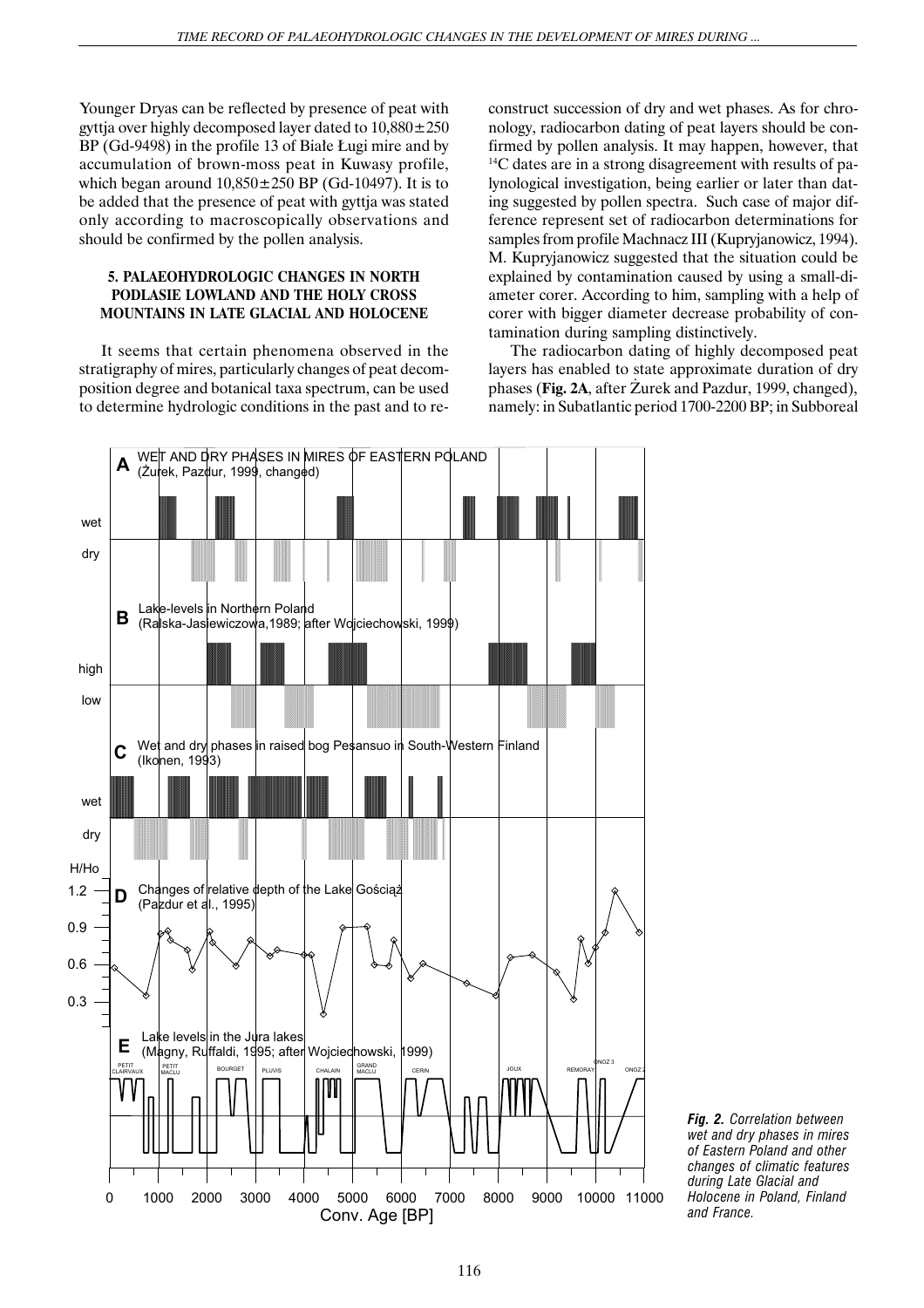Younger Dryas can be reflected by presence of peat with gyttja over highly decomposed layer dated to 10,880±250 BP (Gd-9498) in the profile 13 of Białe Ługi mire and by accumulation of brown-moss peat in Kuwasy profile, which began around 10,850±250 BP (Gd-10497). It is to be added that the presence of peat with gyttja was stated only according to macroscopically observations and should be confirmed by the pollen analysis.

### 5. PALAEOHYDROLOGIC CHANGES IN NORTH PODLASIE LOWLAND AND THE HOLY CROSS MOUNTAINS IN LATE GLACIAL AND HOLOCENE

It seems that certain phenomena observed in the stratigraphy of mires, particularly changes of peat decomposition degree and botanical taxa spectrum, can be used to determine hydrologic conditions in the past and to reconstruct succession of dry and wet phases. As for chronology, radiocarbon dating of peat layers should be confirmed by pollen analysis. It may happen, however, that $^{14}$C dates are in a strong disagreement with results of palynological investigation, being earlier or later than dating suggested by pollen spectra. Such case of major difference represent set of radiocarbon determinations for samples from profile Machnacz III (Kupryjanowicz, 1994). M. Kupryjanowicz suggested that the situation could be explained by contamination caused by using a small-diameter corer. According to him, sampling with a help of corer with bigger diameter decrease probability of contamination during sampling distinctively.

The radiocarbon dating of highly decomposed peat layers has enabled to state approximate duration of dry phases (**Fig. 2A**, after Żurek and Pazdur, 1999, changed), namely: in Subatlantic period 1700-2200 BP; in Subboreal

*__Fig. 2.__ Correlation between wet and dry phases in mires of Eastern Poland and other changes of climatic features during Late Glacial and Holocene in Poland, Finland and France.*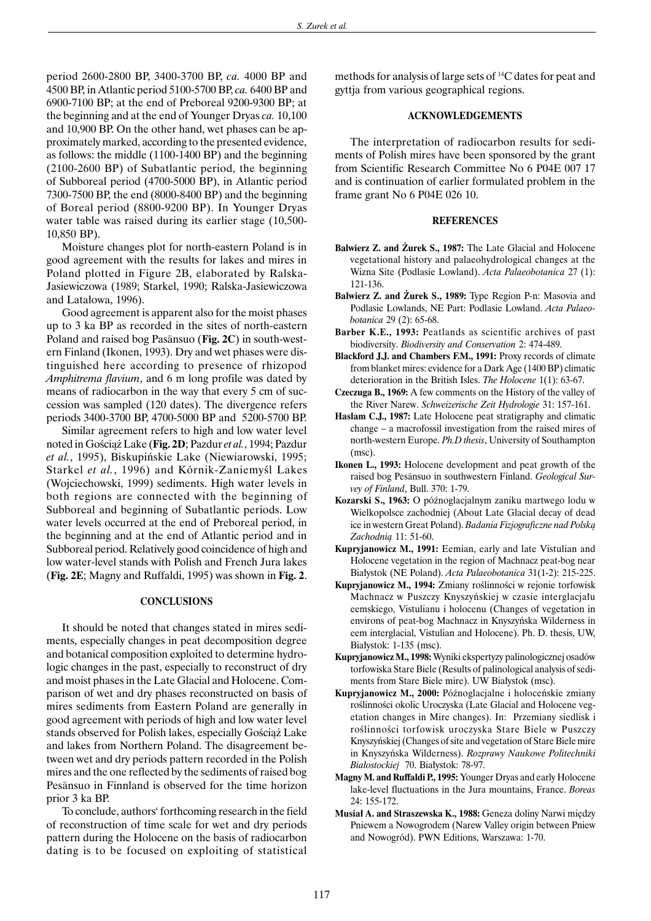period 2600-2800 BP, 3400-3700 BP, *ca.* 4000 BP and 4500 BP, in Atlantic period 5100-5700 BP, *ca.* 6400 BP and 6900-7100 BP; at the end of Preboreal 9200-9300 BP; at the beginning and at the end of Younger Dryas *ca.* 10,100 and 10,900 BP. On the other hand, wet phases can be approximately marked, according to the presented evidence, as follows: the middle (1100-1400 BP) and the beginning (2100-2600 BP) of Subatlantic period, the beginning of Subboreal period (4700-5000 BP), in Atlantic period 7300-7500 BP, the end (8000-8400 BP) and the beginning of Boreal period (8800-9200 BP). In Younger Dryas water table was raised during its earlier stage (10,500-10,850 BP).

Moisture changes plot for north-eastern Poland is in good agreement with the results for lakes and mires in Poland plotted in Figure 2B, elaborated by Ralska-Jasiewiczowa (1989; Starkel, 1990; Ralska-Jasiewiczowa and Latałowa, 1996).

Good agreement is apparent also for the moist phases up to 3 ka BP as recorded in the sites of north-eastern Poland and raised bog Pasänsuo (**Fig. 2C**) in south-western Finland (Ikonen, 1993). Dry and wet phases were distinguished here according to presence of rhizopod *Amphitrema flavium*, and 6 m long profile was dated by means of radiocarbon in the way that every 5 cm of succession was sampled (120 dates). The divergence refers periods 3400-3700 BP, 4700-5000 BP and 5200-5700 BP.

Similar agreement refers to high and low water level noted in Gościąż Lake (**Fig. 2D**; Pazdur *et al.*, 1994; Pazdur *et al.*, 1995), Biskupińskie Lake (Niewiarowski, 1995; Starkel *et al.*, 1996) and Kórnik-Zaniemyśl Lakes (Wojciechowski, 1999) sediments. High water levels in both regions are connected with the beginning of Subboreal and beginning of Subatlantic periods. Low water levels occurred at the end of Preboreal period, in the beginning and at the end of Atlantic period and in Subboreal period. Relatively good coincidence of high and low water-level stands with Polish and French Jura lakes (**Fig. 2E**; Magny and Ruffaldi, 1995) was shown in **Fig. 2**.

## CONCLUSIONS

It should be noted that changes stated in mires sediments, especially changes in peat decomposition degree and botanical composition exploited to determine hydrologic changes in the past, especially to reconstruct of dry and moist phases in the Late Glacial and Holocene. Comparison of wet and dry phases reconstructed on basis of mires sediments from Eastern Poland are generally in good agreement with periods of high and low water level stands observed for Polish lakes, especially Gościąż Lake and lakes from Northern Poland. The disagreement between wet and dry periods pattern recorded in the Polish mires and the one reflected by the sediments of raised bog Pesänsuo in Finnland is observed for the time horizon prior 3 ka BP.

To conclude, authors' forthcoming research in the field of reconstruction of time scale for wet and dry periods pattern during the Holocene on the basis of radiocarbon dating is to be focused on exploiting of statistical methods for analysis of large sets of $^{14}$C dates for peat and gyttja from various geographical regions.

## ACKNOWLEDGEMENTS

The interpretation of radiocarbon results for sediments of Polish mires have been sponsored by the grant from Scientific Research Committee No 6 P04E 007 17 and is continuation of earlier formulated problem in the frame grant No 6 P04E 026 10.

## REFERENCES

**Balwierz Z. and Żurek S., 1987:** The Late Glacial and Holocene vegetational history and palaeohydrological changes at the Wizna Site (Podlasie Lowland). *Acta Palaeobotanica* 27 (1): 121-136.

**Balwierz Z. and Żurek S., 1989:** Type Region P-n: Masovia and Podlasie Lowlands, NE Part: Podlasie Lowland. *Acta Palaeobotanica* 29 (2): 65-68.

**Barber K.E., 1993:** Peatlands as scientific archives of past biodiversity. *Biodiversity and Conservation* 2: 474-489.

**Blackford J.J. and Chambers F.M., 1991:** Proxy records of climate from blanket mires: evidence for a Dark Age (1400 BP) climatic deterioration in the British Isles. *The Holocene* 1(1): 63-67.

**Czeczuga B., 1969:** A few comments on the History of the valley of the River Narew. *Schweizerische Zeit Hydrologie* 31: 157-161.

**Haslam C.J., 1987:** Late Holocene peat stratigraphy and climatic change – a macrofossil investigation from the raised mires of north-western Europe. *Ph.D thesis*, University of Southampton (msc).

**Ikonen L., 1993:** Holocene development and peat growth of the raised bog Pesänsuo in southwestern Finland. *Geological Survey of Finland*, Bull. 370: 1-79.

**Kozarski S., 1963:** O późnoglacjalnym zaniku martwego lodu w Wielkopolsce zachodniej (About Late Glacial decay of dead ice in western Great Poland). *Badania Fizjograficzne nad Polską Zachodnią* 11: 51-60.

**Kupryjanowicz M., 1991:** Eemian, early and late Vistulian and Holocene vegetation in the region of Machnacz peat-bog near Białystok (NE Poland). *Acta Palaeobotanica* 31(1-2): 215-225.

**Kupryjanowicz M., 1994:** Zmiany roślinności w rejonie torfowisk Machnacz w Puszczy Knyszyńskiej w czasie interglacjału eemskiego, Vistulianu i holocenu (Changes of vegetation in environs of peat-bog Machnacz in Knyszyńska Wilderness in eem interglacial, Vistulian and Holocene). Ph. D. thesis, UW, Białystok: 1-135 (msc).

**Kupryjanowicz M., 1998:** Wyniki ekspertyzy palinologicznej osadów torfowiska Stare Biele (Results of palinological analysis of sediments from Stare Biele mire). UW Białystok (msc).

**Kupryjanowicz M., 2000:** Późnoglacjalne i holoceńskie zmiany roślinności okolic Uroczyska (Late Glacial and Holocene vegetation changes in Mire changes). In: Przemiany siedlisk i roślinności torfowisk uroczyska Stare Biele w Puszczy Knyszyńskiej (Changes of site and vegetation of Stare Biele mire in Knyszyńska Wilderness). *Rozprawy Naukowe Politechniki Białostockiej* 70. Białystok: 78-97.

**Magny M. and Ruffaldi P., 1995:** Younger Dryas and early Holocene lake-level fluctuations in the Jura mountains, France. *Boreas* 24: 155-172.

**Musiał A. and Straszewska K., 1988:** Geneza doliny Narwi między Pniewem a Nowogrodem (Narew Valley origin between Pniew and Nowogród). PWN Editions, Warszawa: 1-70.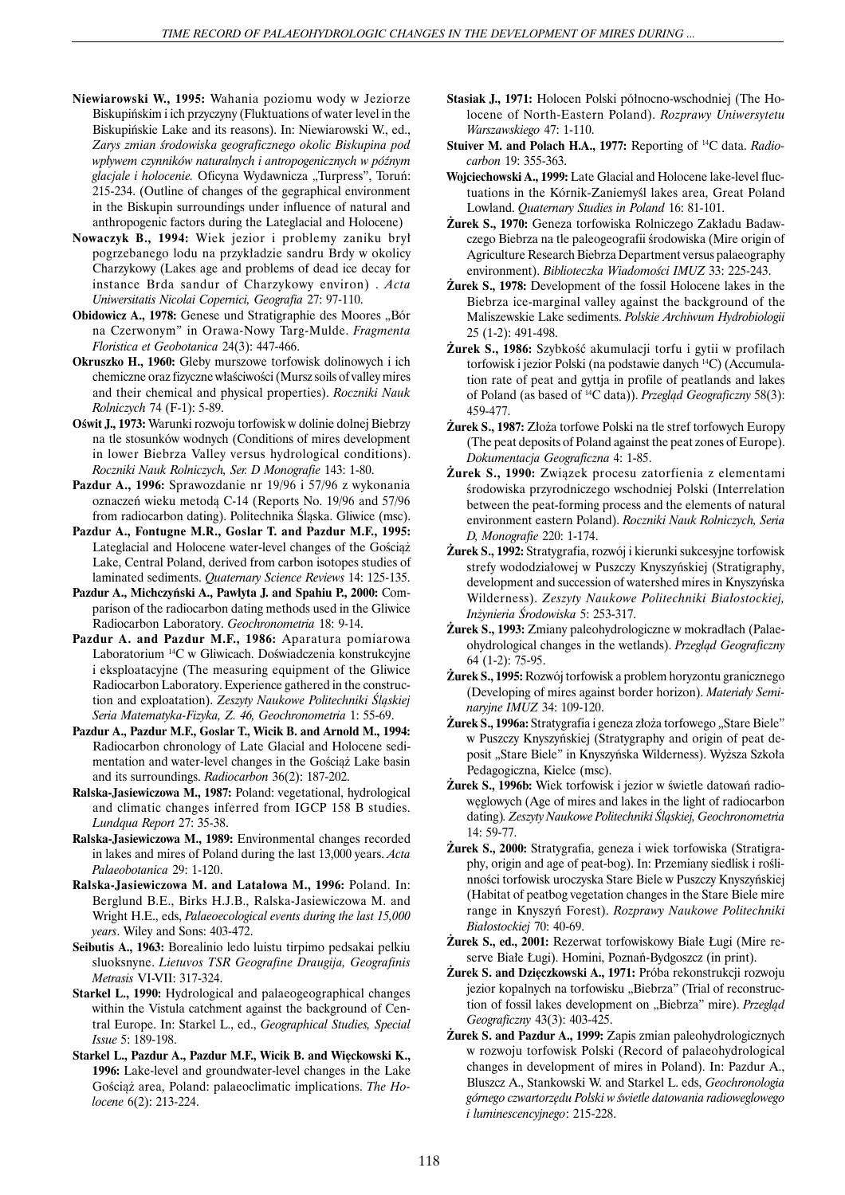**Niewiarowski W., 1995:** Wahania poziomu wody w Jeziorze Biskupińskim i ich przyczyny (Fluktuations of water level in the Biskupińskie Lake and its reasons). In: Niewiarowski W., ed., *Zarys zmian środowiska geograficznego okolic Biskupina pod wpływem czynników naturalnych i antropogenicznych w późnym glacjale i holocenie.* Oficyna Wydawnicza „Turpress", Toruń: 215-234. (Outline of changes of the gegraphical environment in the Biskupin surroundings under influence of natural and anthropogenic factors during the Lateglacial and Holocene)

**Nowaczyk B., 1994:** Wiek jezior i problemy zaniku brył pogrzebanego lodu na przykładzie sandru Brdy w okolicy Charzykowy (Lakes age and problems of dead ice decay for instance Brda sandur of Charzykowy environ) . *Acta Uniwersitatis Nicolai Copernici, Geografia* 27: 97-110.

**Obidowicz A., 1978:** Genese und Stratigraphie des Moores „Bór na Czerwonym" in Orawa-Nowy Targ-Mulde. *Fragmenta Floristica et Geobotanica* 24(3): 447-466.

**Okruszko H., 1960:** Gleby murszowe torfowisk dolinowych i ich chemiczne oraz fizyczne właściwości (Mursz soils of valley mires and their chemical and physical properties). *Roczniki Nauk Rolniczych* 74 (F-1): 5-89.

**Oświt J., 1973:** Warunki rozwoju torfowisk w dolinie dolnej Biebrzy na tle stosunków wodnych (Conditions of mires development in lower Biebrza Valley versus hydrological conditions). *Roczniki Nauk Rolniczych, Ser. D Monografie* 143: 1-80.

**Pazdur A., 1996:** Sprawozdanie nr 19/96 i 57/96 z wykonania oznaczeń wieku metodą C-14 (Reports No. 19/96 and 57/96 from radiocarbon dating). Politechnika Śląska. Gliwice (msc).

**Pazdur A., Fontugne M.R., Goslar T. and Pazdur M.F., 1995:** Lateglacial and Holocene water-level changes of the Gościąż Lake, Central Poland, derived from carbon isotopes studies of laminated sediments. *Quaternary Science Reviews* 14: 125-135.

**Pazdur A., Michczyński A., Pawlyta J. and Spahiu P., 2000:** Comparison of the radiocarbon dating methods used in the Gliwice Radiocarbon Laboratory. *Geochronometria* 18: 9-14.

**Pazdur A. and Pazdur M.F., 1986:** Aparatura pomiarowa Laboratorium $^{14}$C w Gliwicach. Doświadczenia konstrukcyjne i eksploatacyjne (The measuring equipment of the Gliwice Radiocarbon Laboratory. Experience gathered in the construction and exploatation). *Zeszyty Naukowe Politechniki Śląskiej Seria Matematyka-Fizyka, Z. 46, Geochronometria* 1: 55-69.

**Pazdur A., Pazdur M.F., Goslar T., Wicik B. and Arnold M., 1994:** Radiocarbon chronology of Late Glacial and Holocene sedimentation and water-level changes in the Gościąż Lake basin and its surroundings. *Radiocarbon* 36(2): 187-202.

**Ralska-Jasiewiczowa M., 1987:** Poland: vegetational, hydrological and climatic changes inferred from IGCP 158 B studies. *Lundqua Report* 27: 35-38.

**Ralska-Jasiewiczowa M., 1989:** Environmental changes recorded in lakes and mires of Poland during the last 13,000 years. *Acta Palaeobotanica* 29: 1-120.

**Ralska-Jasiewiczowa M. and Latałowa M., 1996:** Poland. In: Berglund B.E., Birks H.J.B., Ralska-Jasiewiczowa M. and Wright H.E., eds, *Palaeoecological events during the last 15,000 years*. Wiley and Sons: 403-472.

**Seibutis A., 1963:** Borealinio ledo luistu tirpimo pedsakai pelkiu sluoksnyne. *Lietuvos TSR Geografine Draugija, Geografinis Metrasis* VI-VII: 317-324.

**Starkel L., 1990:** Hydrological and palaeogeographical changes within the Vistula catchment against the background of Central Europe. In: Starkel L., ed., *Geographical Studies, Special Issue* 5: 189-198.

**Starkel L., Pazdur A., Pazdur M.F, Wicik B. and Więckowski K., 1996:** Lake-level and groundwater-level changes in the Lake Gościąż area, Poland: palaeoclimatic implications. *The Holocene* 6(2): 213-224.

**Stasiak J., 1971:** Holocen Polski północno-wschodniej (The Holocene of North-Eastern Poland). *Rozprawy Uniwersytetu Warszawskiego* 47: 1-110.

**Stuiver M. and Polach H.A., 1977:** Reporting of $^{14}$C data. *Radiocarbon* 19: 355-363.

**Wojciechowski A., 1999:** Late Glacial and Holocene lake-level fluctuations in the Kórnik-Zaniemyśl lakes area, Great Poland Lowland. *Quaternary Studies in Poland* 16: 81-101.

**Żurek S., 1970:** Geneza torfowiska Rolniczego Zakładu Badawczego Biebrza na tle paleogeografii środowiska (Mire origin of Agriculture Research Biebrza Department versus palaeography environment). *Biblioteczka Wiadomości IMUZ* 33: 225-243.

**Żurek S., 1978:** Development of the fossil Holocene lakes in the Biebrza ice-marginal valley against the background of the Maliszewskie Lake sediments. *Polskie Archiwum Hydrobiologii* 25 (1-2): 491-498.

**Żurek S., 1986:** Szybkość akumulacji torfu i gytii w profilach torfowisk i jezior Polski (na podstawie danych $^{14}$C) (Accumulation rate of peat and gyttja in profile of peatlands and lakes of Poland (as based of $^{14}$C data)). *Przegląd Geograficzny* 58(3): 459-477.

**Żurek S., 1987:** Złoża torfowe Polski na tle stref torfowych Europy (The peat deposits of Poland against the peat zones of Europe). *Dokumentacja Geograficzna* 4: 1-85.

**Żurek S., 1990:** Związek procesu zatorfienia z elementami środowiska przyrodniczego wschodniej Polski (Interrelation between the peat-forming process and the elements of natural environment eastern Poland). *Roczniki Nauk Rolniczych, Seria D, Monografie* 220: 1-174.

**Żurek S., 1992:** Stratygrafia, rozwój i kierunki sukcesyjne torfowisk strefy wododziałowej w Puszczy Knyszyńskiej (Stratigraphy, development and succession of watershed mires in Knyszyńska Wilderness). *Zeszyty Naukowe Politechniki Białostockiej, Inżynieria Środowiska* 5: 253-317.

**Żurek S., 1993:** Zmiany paleohydrologiczne w mokradłach (Palaeohydrological changes in the wetlands). *Przegląd Geograficzny* 64 (1-2): 75-95.

**Żurek S., 1995:** Rozwój torfowisk a problem horyzontu granicznego (Developing of mires against border horizon). *Materiały Seminaryjne IMUZ* 34: 109-120.

**Żurek S., 1996a:** Stratygrafia i geneza złoża torfowego „Stare Biele" w Puszczy Knyszyńskiej (Stratygraphy and origin of peat deposit „Stare Biele" in Knyszyńska Wilderness). Wyższa Szkoła Pedagogiczna, Kielce (msc).

**Żurek S., 1996b:** Wiek torfowisk i jezior w świetle datowań radiowęglowych (Age of mires and lakes in the light of radiocarbon dating). *Zeszyty Naukowe Politechniki Śląskiej, Geochronometria* 14: 59-77.

**Żurek S., 2000:** Stratygrafia, geneza i wiek torfowiska (Stratigraphy, origin and age of peat-bog). In: Przemiany siedlisk i roślinności torfowisk uroczyska Stare Biele w Puszczy Knyszyńskiej (Habitat of peatbog vegetation changes in the Stare Biele mire range in Knyszyń Forest). *Rozprawy Naukowe Politechniki Białostockiej* 70: 40-69.

**Żurek S., ed., 2001:** Rezerwat torfowiskowy Białe Ługi (Mire reserve Białe Ługi). Homini, Poznań-Bydgoszcz (in print).

**Żurek S. and Dzięczkowski A., 1971:** Próba rekonstrukcji rozwoju jezior kopalnych na torfowisku „Biebrza" (Trial of reconstruction of fossil lakes development on „Biebrza" mire). *Przegląd Geograficzny* 43(3): 403-425.

**Żurek S. and Pazdur A., 1999:** Zapis zmian paleohydrologicznych w rozwoju torfowisk Polski (Record of palaeohydrological changes in development of mires in Poland). In: Pazdur A., Bluszcz A., Stankowski W. and Starkel L. eds, *Geochronologia górnego czwartorzędu Polski w świetle datowania radiowęglowego i luminescencyjnego*: 215-228.